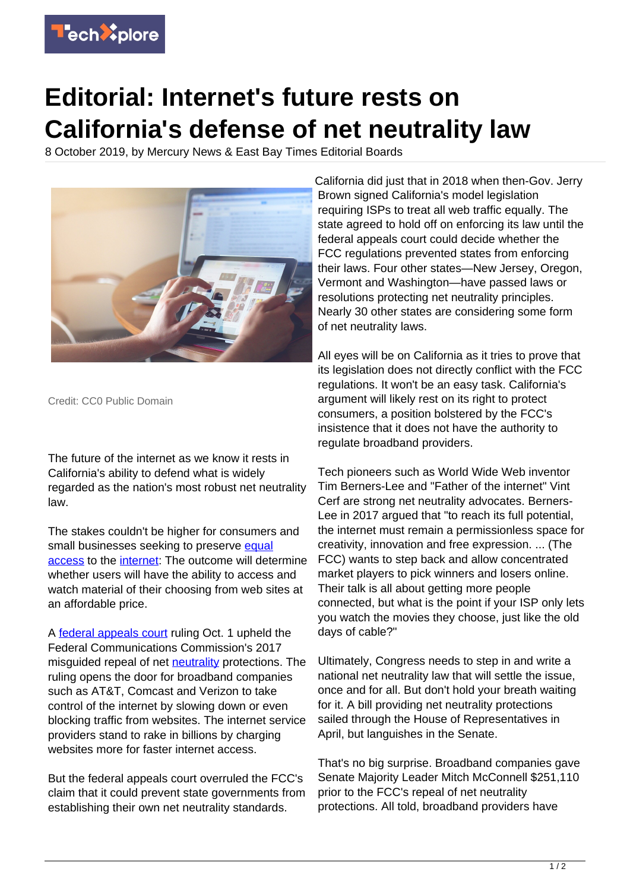# Editorial: Internet's future rests on California's defense of net neutrality law

8 October 2019, by Mercury News & East Bay Times Editorial Boards

Credit: CC0 Public Domain

The future of the internet as we know it rests in California's ability to defend what is widely regarded as the nation's most robust net neutrality law.

The stakes couldn't be higher for consumers and small businesses seeking to preserve equal access to the internet: The outcome will determine whether users will have the ability to access and watch material of their choosing from web sites at an affordable price.

A federal appeals court ruling Oct. 1 upheld the Federal Communications Commission's 2017 misguided repeal of net neutrality protections. The ruling opens the door for broadband companies such as AT&T, Comcast and Verizon to take control of the internet by slowing down or even blocking traffic from websites. The internet service providers stand to rake in billions by charging websites more for faster internet access.

But the federal appeals court overruled the FCC's claim that it could prevent state governments from establishing their own net neutrality standards.

California did just that in 2018 when then-Gov. Jerry Brown signed California's model legislation requiring ISPs to treat all web traffic equally. The state agreed to hold off on enforcing its law until the federal appeals court could decide whether the FCC regulations prevented states from enforcing their laws. Four other states—New Jersey, Oregon, Vermont and Washington—have passed laws or resolutions protecting net neutrality principles. Nearly 30 other states are considering some form of net neutrality laws.

All eyes will be on California as it tries to prove that its legislation does not directly conflict with the FCC regulations. It won't be an easy task. California's argument will likely rest on its right to protect consumers, a position bolstered by the FCC's insistence that it does not have the authority to regulate broadband providers.

Tech pioneers such as World Wide Web inventor Tim Berners-Lee and "Father of the internet" Vint Cerf are strong net neutrality advocates. Berners-Lee in 2017 argued that "to reach its full potential, the internet must remain a permissionless space for creativity, innovation and free expression. ... (The FCC) wants to step back and allow concentrated market players to pick winners and losers online. Their talk is all about getting more people connected, but what is the point if your ISP only lets you watch the movies they choose, just like the old days of cable?"

Ultimately, Congress needs to step in and write a national net neutrality law that will settle the issue, once and for all. But don't hold your breath waiting for it. A bill providing net neutrality protections sailed through the House of Representatives in April, but languishes in the Senate.

That's no big surprise. Broadband companies gave Senate Majority Leader Mitch McConnell $251,110 prior to the FCC's repeal of net neutrality protections. All told, broadband providers have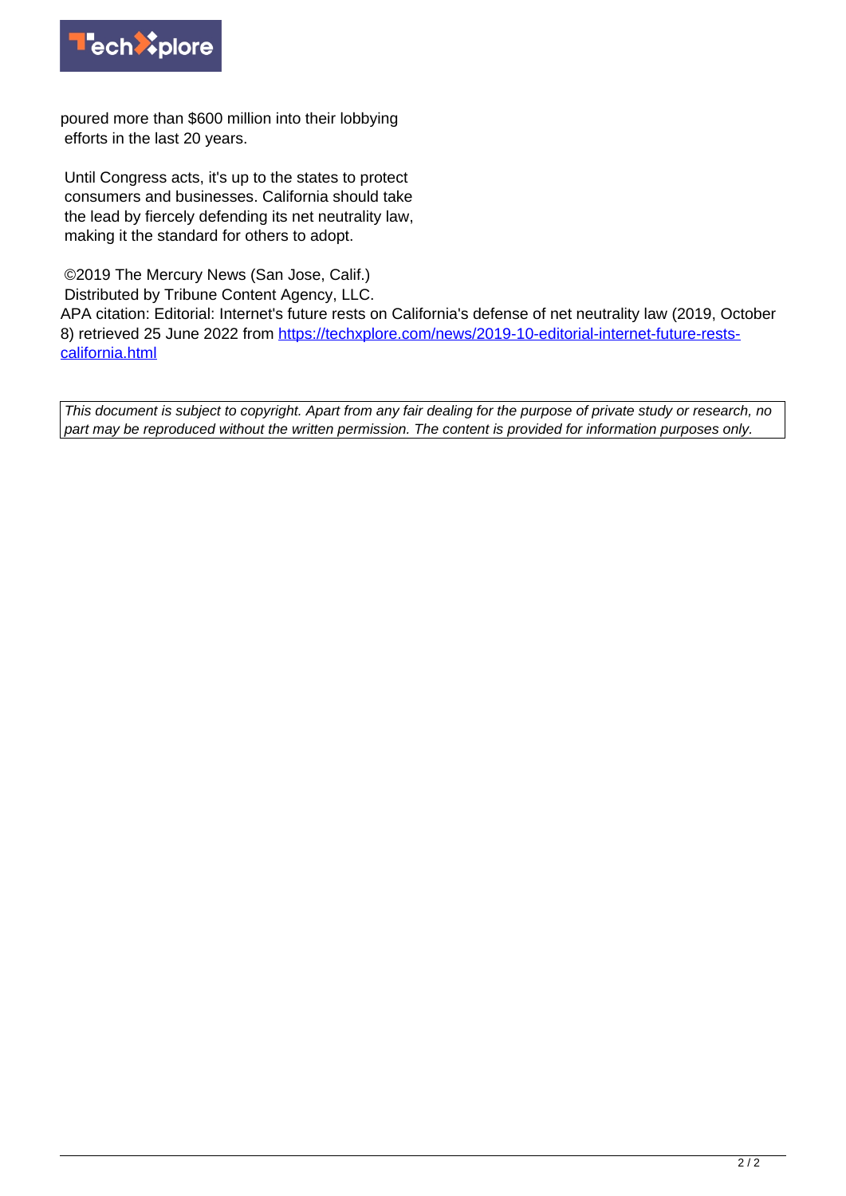poured more than $600 million into their lobbying efforts in the last 20 years.

Until Congress acts, it's up to the states to protect consumers and businesses. California should take the lead by fiercely defending its net neutrality law, making it the standard for others to adopt.

©2019 The Mercury News (San Jose, Calif.)
Distributed by Tribune Content Agency, LLC.

APA citation: Editorial: Internet's future rests on California's defense of net neutrality law (2019, October 8) retrieved 25 June 2022 from https://techxplore.com/news/2019-10-editorial-internet-future-rests-california.html

*This document is subject to copyright. Apart from any fair dealing for the purpose of private study or research, no part may be reproduced without the written permission. The content is provided for information purposes only.*